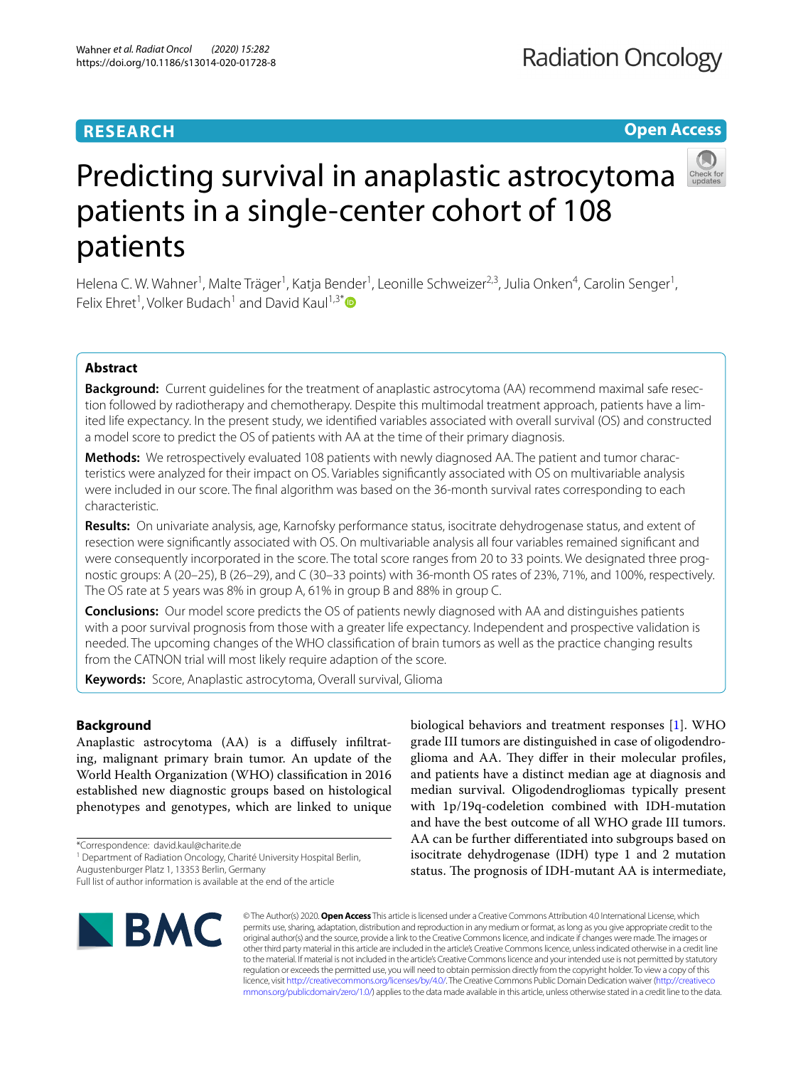RESEARCH

Open Access

# Predicting survival in anaplastic astrocytoma patients in a single-center cohort of 108 patients

Helena C. W. Wahner[1], Malte Träger[1], Katja Bender[1], Leonille Schweizer[2,3], Julia Onken[4], Carolin Senger[1], Felix Ehret[1], Volker Budach[1] and David Kaul[1,3*]

## Abstract

**Background:** Current guidelines for the treatment of anaplastic astrocytoma (AA) recommend maximal safe resection followed by radiotherapy and chemotherapy. Despite this multimodal treatment approach, patients have a limited life expectancy. In the present study, we identified variables associated with overall survival (OS) and constructed a model score to predict the OS of patients with AA at the time of their primary diagnosis.

**Methods:** We retrospectively evaluated 108 patients with newly diagnosed AA. The patient and tumor characteristics were analyzed for their impact on OS. Variables significantly associated with OS on multivariable analysis were included in our score. The final algorithm was based on the 36-month survival rates corresponding to each characteristic.

**Results:** On univariate analysis, age, Karnofsky performance status, isocitrate dehydrogenase status, and extent of resection were significantly associated with OS. On multivariable analysis all four variables remained significant and were consequently incorporated in the score. The total score ranges from 20 to 33 points. We designated three prognostic groups: A (20–25), B (26–29), and C (30–33 points) with 36-month OS rates of 23%, 71%, and 100%, respectively. The OS rate at 5 years was 8% in group A, 61% in group B and 88% in group C.

**Conclusions:** Our model score predicts the OS of patients newly diagnosed with AA and distinguishes patients with a poor survival prognosis from those with a greater life expectancy. Independent and prospective validation is needed. The upcoming changes of the WHO classification of brain tumors as well as the practice changing results from the CATNON trial will most likely require adaption of the score.

**Keywords:** Score, Anaplastic astrocytoma, Overall survival, Glioma

## Background

Anaplastic astrocytoma (AA) is a diffusely infiltrating, malignant primary brain tumor. An update of the World Health Organization (WHO) classification in 2016 established new diagnostic groups based on histological phenotypes and genotypes, which are linked to unique biological behaviors and treatment responses [1]. WHO grade III tumors are distinguished in case of oligodendroglioma and AA. They differ in their molecular profiles, and patients have a distinct median age at diagnosis and median survival. Oligodendrogliomas typically present with 1p/19q-codeletion combined with IDH-mutation and have the best outcome of all WHO grade III tumors. AA can be further differentiated into subgroups based on isocitrate dehydrogenase (IDH) type 1 and 2 mutation status. The prognosis of IDH-mutant AA is intermediate,

*Correspondence: david.kaul@charite.de

[1] Department of Radiation Oncology, Charité University Hospital Berlin, Augustenburger Platz 1, 13353 Berlin, Germany

Full list of author information is available at the end of the article

© The Author(s) 2020. **Open Access** This article is licensed under a Creative Commons Attribution 4.0 International License, which permits use, sharing, adaptation, distribution and reproduction in any medium or format, as long as you give appropriate credit to the original author(s) and the source, provide a link to the Creative Commons licence, and indicate if changes were made. The images or other third party material in this article are included in the article's Creative Commons licence, unless indicated otherwise in a credit line to the material. If material is not included in the article's Creative Commons licence and your intended use is not permitted by statutory regulation or exceeds the permitted use, you will need to obtain permission directly from the copyright holder. To view a copy of this licence, visit http://creativecommons.org/licenses/by/4.0/. The Creative Commons Public Domain Dedication waiver (http://creativecommons.org/publicdomain/zero/1.0/) applies to the data made available in this article, unless otherwise stated in a credit line to the data.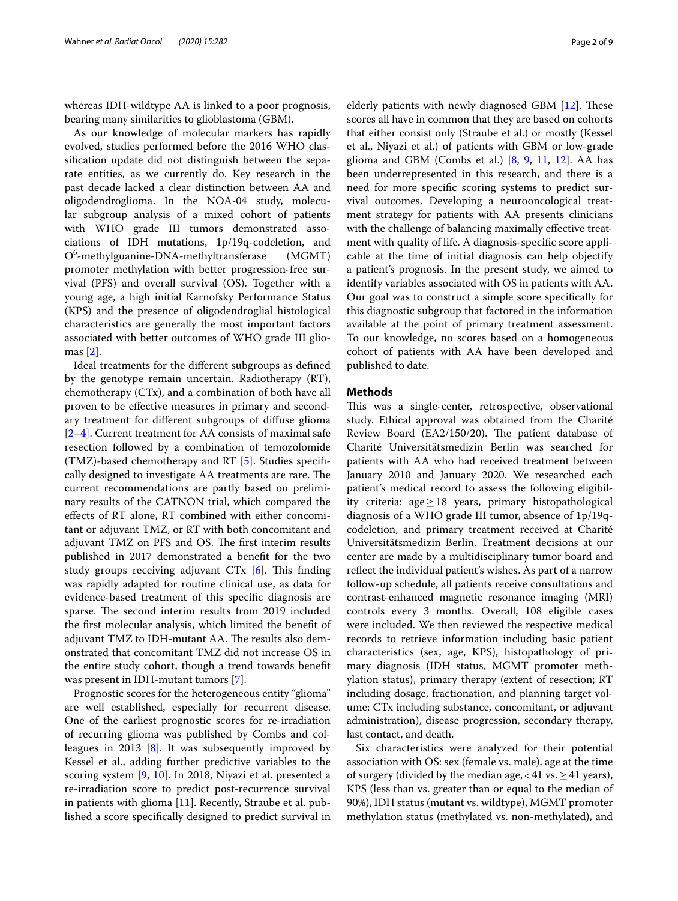whereas IDH-wildtype AA is linked to a poor prognosis, bearing many similarities to glioblastoma (GBM).

As our knowledge of molecular markers has rapidly evolved, studies performed before the 2016 WHO classification update did not distinguish between the separate entities, as we currently do. Key research in the past decade lacked a clear distinction between AA and oligodendroglioma. In the NOA-04 study, molecular subgroup analysis of a mixed cohort of patients with WHO grade III tumors demonstrated associations of IDH mutations, 1p/19q-codeletion, and $O^6$-methylguanine-DNA-methyltransferase (MGMT) promoter methylation with better progression-free survival (PFS) and overall survival (OS). Together with a young age, a high initial Karnofsky Performance Status (KPS) and the presence of oligodendroglial histological characteristics are generally the most important factors associated with better outcomes of WHO grade III gliomas [2].

Ideal treatments for the different subgroups as defined by the genotype remain uncertain. Radiotherapy (RT), chemotherapy (CTx), and a combination of both have all proven to be effective measures in primary and secondary treatment for different subgroups of diffuse glioma [2–4]. Current treatment for AA consists of maximal safe resection followed by a combination of temozolomide (TMZ)-based chemotherapy and RT [5]. Studies specifically designed to investigate AA treatments are rare. The current recommendations are partly based on preliminary results of the CATNON trial, which compared the effects of RT alone, RT combined with either concomitant or adjuvant TMZ, or RT with both concomitant and adjuvant TMZ on PFS and OS. The first interim results published in 2017 demonstrated a benefit for the two study groups receiving adjuvant CTx [6]. This finding was rapidly adapted for routine clinical use, as data for evidence-based treatment of this specific diagnosis are sparse. The second interim results from 2019 included the first molecular analysis, which limited the benefit of adjuvant TMZ to IDH-mutant AA. The results also demonstrated that concomitant TMZ did not increase OS in the entire study cohort, though a trend towards benefit was present in IDH-mutant tumors [7].

Prognostic scores for the heterogeneous entity "glioma" are well established, especially for recurrent disease. One of the earliest prognostic scores for re-irradiation of recurring glioma was published by Combs and colleagues in 2013 [8]. It was subsequently improved by Kessel et al., adding further predictive variables to the scoring system [9, 10]. In 2018, Niyazi et al. presented a re-irradiation score to predict post-recurrence survival in patients with glioma [11]. Recently, Straube et al. published a score specifically designed to predict survival in elderly patients with newly diagnosed GBM [12]. These scores all have in common that they are based on cohorts that either consist only (Straube et al.) or mostly (Kessel et al., Niyazi et al.) of patients with GBM or low-grade glioma and GBM (Combs et al.) [8, 9, 11, 12]. AA has been underrepresented in this research, and there is a need for more specific scoring systems to predict survival outcomes. Developing a neurooncological treatment strategy for patients with AA presents clinicians with the challenge of balancing maximally effective treatment with quality of life. A diagnosis-specific score applicable at the time of initial diagnosis can help objectify a patient's prognosis. In the present study, we aimed to identify variables associated with OS in patients with AA. Our goal was to construct a simple score specifically for this diagnostic subgroup that factored in the information available at the point of primary treatment assessment. To our knowledge, no scores based on a homogeneous cohort of patients with AA have been developed and published to date.

## Methods

This was a single-center, retrospective, observational study. Ethical approval was obtained from the Charité Review Board (EA2/150/20). The patient database of Charité Universitätsmedizin Berlin was searched for patients with AA who had received treatment between January 2010 and January 2020. We researched each patient's medical record to assess the following eligibility criteria: age $\geq$ 18 years, primary histopathological diagnosis of a WHO grade III tumor, absence of 1p/19q-codeletion, and primary treatment received at Charité Universitätsmedizin Berlin. Treatment decisions at our center are made by a multidisciplinary tumor board and reflect the individual patient's wishes. As part of a narrow follow-up schedule, all patients receive consultations and contrast-enhanced magnetic resonance imaging (MRI) controls every 3 months. Overall, 108 eligible cases were included. We then reviewed the respective medical records to retrieve information including basic patient characteristics (sex, age, KPS), histopathology of primary diagnosis (IDH status, MGMT promoter methylation status), primary therapy (extent of resection; RT including dosage, fractionation, and planning target volume; CTx including substance, concomitant, or adjuvant administration), disease progression, secondary therapy, last contact, and death.

Six characteristics were analyzed for their potential association with OS: sex (female vs. male), age at the time of surgery (divided by the median age, < 41 vs. $\geq$ 41 years), KPS (less than vs. greater than or equal to the median of 90%), IDH status (mutant vs. wildtype), MGMT promoter methylation status (methylated vs. non-methylated), and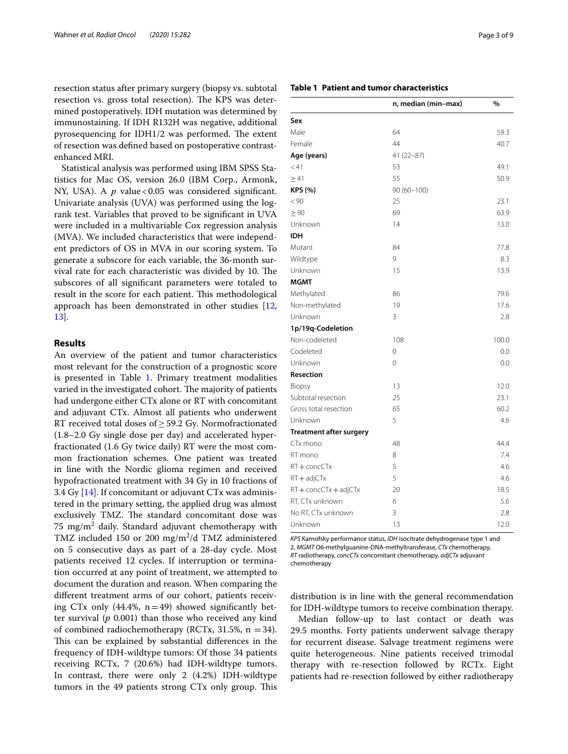resection status after primary surgery (biopsy vs. subtotal resection vs. gross total resection). The KPS was determined postoperatively. IDH mutation was determined by immunostaining. If IDH R132H was negative, additional pyrosequencing for IDH1/2 was performed. The extent of resection was defined based on postoperative contrast-enhanced MRI.

Statistical analysis was performed using IBM SPSS Statistics for Mac OS, version 26.0 (IBM Corp., Armonk, NY, USA). A *p* value < 0.05 was considered significant. Univariate analysis (UVA) was performed using the log-rank test. Variables that proved to be significant in UVA were included in a multivariable Cox regression analysis (MVA). We included characteristics that were independent predictors of OS in MVA in our scoring system. To generate a subscore for each variable, the 36-month survival rate for each characteristic was divided by 10. The subscores of all significant parameters were totaled to result in the score for each patient. This methodological approach has been demonstrated in other studies [12, 13].

## Results

An overview of the patient and tumor characteristics most relevant for the construction of a prognostic score is presented in Table 1. Primary treatment modalities varied in the investigated cohort. The majority of patients had undergone either CTx alone or RT with concomitant and adjuvant CTx. Almost all patients who underwent RT received total doses of ≥ 59.2 Gy. Normofractionated (1.8–2.0 Gy single dose per day) and accelerated hyperfractionated (1.6 Gy twice daily) RT were the most common fractionation schemes. One patient was treated in line with the Nordic glioma regimen and received hypofractionated treatment with 34 Gy in 10 fractions of 3.4 Gy [14]. If concomitant or adjuvant CTx was administered in the primary setting, the applied drug was almost exclusively TMZ. The standard concomitant dose was 75 mg/m² daily. Standard adjuvant chemotherapy with TMZ included 150 or 200 mg/m²/d TMZ administered on 5 consecutive days as part of a 28-day cycle. Most patients received 12 cycles. If interruption or termination occurred at any point of treatment, we attempted to document the duration and reason. When comparing the different treatment arms of our cohort, patients receiving CTx only (44.4%, n = 49) showed significantly better survival (*p* 0.001) than those who received any kind of combined radiochemotherapy (RCTx, 31.5%, n = 34). This can be explained by substantial differences in the frequency of IDH-wildtype tumors: Of those 34 patients receiving RCTx, 7 (20.6%) had IDH-wildtype tumors. In contrast, there were only 2 (4.2%) IDH-wildtype tumors in the 49 patients strong CTx only group. This distribution is in line with the general recommendation for IDH-wildtype tumors to receive combination therapy.

**Table 1 Patient and tumor characteristics**

| | n, median (min–max) | % |
|---|---|---|
| **Sex** | | |
| Male | 64 | 59.3 |
| Female | 44 | 40.7 |
| **Age (years)** | 41 (22–87) | |
| < 41 | 53 | 49.1 |
| ≥ 41 | 55 | 50.9 |
| **KPS (%)** | 90 (60–100) | |
| < 90 | 25 | 23.1 |
| ≥ 90 | 69 | 63.9 |
| Unknown | 14 | 13.0 |
| **IDH** | | |
| Mutant | 84 | 77.8 |
| Wildtype | 9 | 8.3 |
| Unknown | 15 | 13.9 |
| **MGMT** | | |
| Methylated | 86 | 79.6 |
| Non-methylated | 19 | 17.6 |
| Unknown | 3 | 2.8 |
| **1p/19q-Codeletion** | | |
| Non-codeleted | 108 | 100.0 |
| Codeleted | 0 | 0.0 |
| Unknown | 0 | 0.0 |
| **Resection** | | |
| Biopsy | 13 | 12.0 |
| Subtotal resection | 25 | 23.1 |
| Gross total resection | 65 | 60.2 |
| Unknown | 5 | 4.6 |
| **Treatment after surgery** | | |
| CTx mono | 48 | 44.4 |
| RT mono | 8 | 7.4 |
| RT + concCTx | 5 | 4.6 |
| RT + adjCTx | 5 | 4.6 |
| RT + concCTx + adjCTx | 20 | 18.5 |
| RT, CTx unknown | 6 | 5.6 |
| No RT, CTx unknown | 3 | 2.8 |
| Unknown | 13 | 12.0 |

*KPS* Karnofsky performance status, *IDH* isocitrate dehydrogenase type 1 and 2, *MGMT* O6-methylguanine-DNA-methyltransferase, *CTx* chemotherapy, *RT* radiotherapy, *concCTx* concomitant chemotherapy, *adjCTx* adjuvant chemotherapy

Median follow-up to last contact or death was 29.5 months. Forty patients underwent salvage therapy for recurrent disease. Salvage treatment regimens were quite heterogeneous. Nine patients received trimodal therapy with re-resection followed by RCTx. Eight patients had re-resection followed by either radiotherapy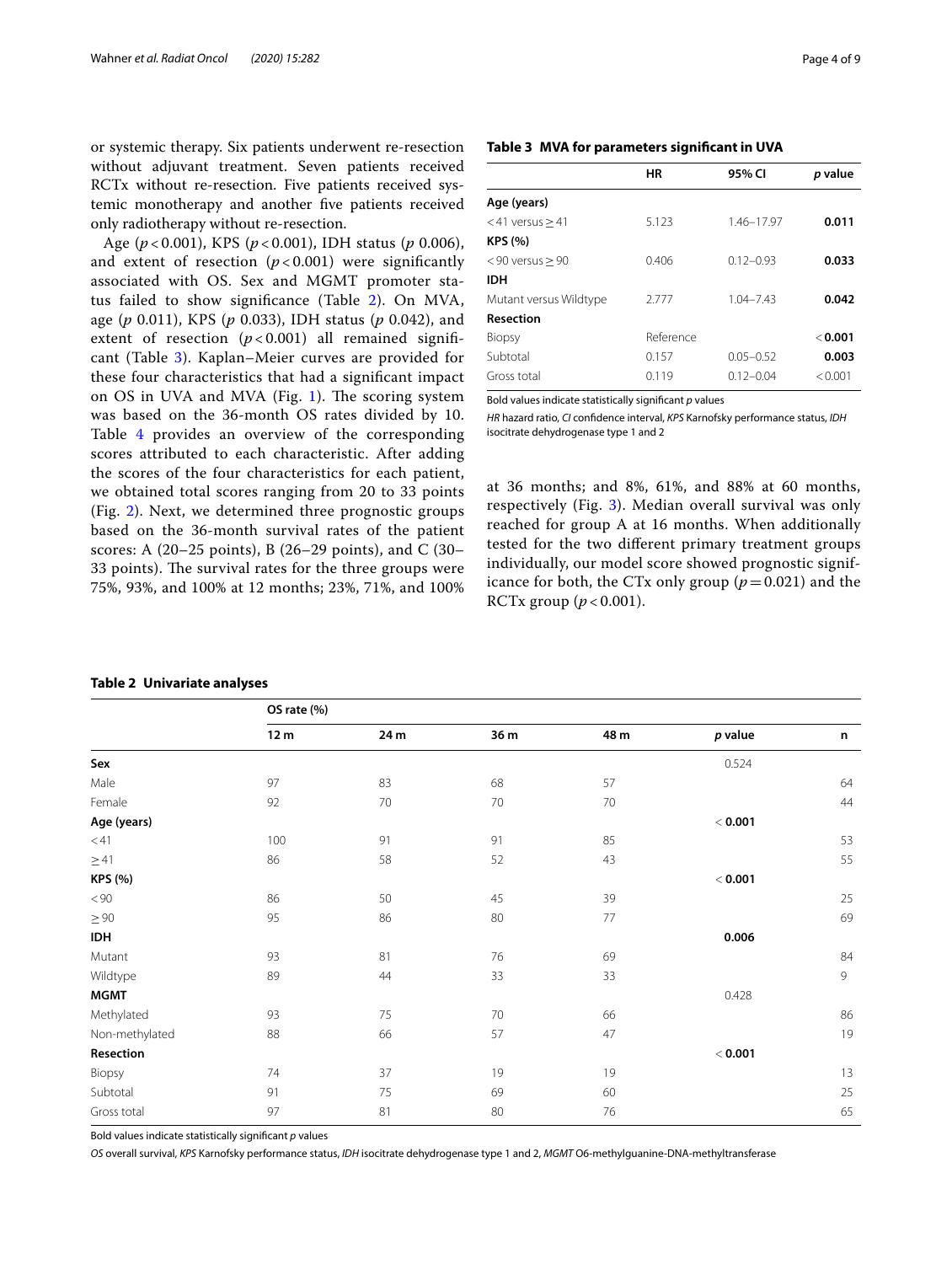or systemic therapy. Six patients underwent re-resection without adjuvant treatment. Seven patients received RCTx without re-resection. Five patients received systemic monotherapy and another five patients received only radiotherapy without re-resection.

Age ($p < 0.001$), KPS ($p < 0.001$), IDH status ($p$ 0.006), and extent of resection ($p < 0.001$) were significantly associated with OS. Sex and MGMT promoter status failed to show significance (Table 2). On MVA, age ($p$ 0.011), KPS ($p$ 0.033), IDH status ($p$ 0.042), and extent of resection ($p < 0.001$) all remained significant (Table 3). Kaplan–Meier curves are provided for these four characteristics that had a significant impact on OS in UVA and MVA (Fig. 1). The scoring system was based on the 36-month OS rates divided by 10. Table 4 provides an overview of the corresponding scores attributed to each characteristic. After adding the scores of the four characteristics for each patient, we obtained total scores ranging from 20 to 33 points (Fig. 2). Next, we determined three prognostic groups based on the 36-month survival rates of the patient scores: A (20–25 points), B (26–29 points), and C (30–33 points). The survival rates for the three groups were 75%, 93%, and 100% at 12 months; 23%, 71%, and 100% at 36 months; and 8%, 61%, and 88% at 60 months, respectively (Fig. 3). Median overall survival was only reached for group A at 16 months. When additionally tested for the two different primary treatment groups individually, our model score showed prognostic significance for both, the CTx only group ($p = 0.021$) and the RCTx group ($p < 0.001$).

**Table 3 MVA for parameters significant in UVA**

| | HR | 95% CI | *p* value |
|---|---|---|---|
| **Age (years)** | | | |
| < 41 versus ≥ 41 | 5.123 | 1.46–17.97 | **0.011** |
| **KPS (%)** | | | |
| < 90 versus ≥ 90 | 0.406 | 0.12–0.93 | **0.033** |
| **IDH** | | | |
| Mutant versus Wildtype | 2.777 | 1.04–7.43 | **0.042** |
| **Resection** | | | |
| Biopsy | Reference | | < **0.001** |
| Subtotal | 0.157 | 0.05–0.52 | **0.003** |
| Gross total | 0.119 | 0.12–0.04 | < 0.001 |

Bold values indicate statistically significant *p* values

*HR* hazard ratio, *CI* confidence interval, *KPS* Karnofsky performance status, *IDH* isocitrate dehydrogenase type 1 and 2

**Table 2 Univariate analyses**

| | OS rate (%) | | | | | |
|---|---|---|---|---|---|---|
| | 12 m | 24 m | 36 m | 48 m | *p* value | n |
| **Sex** | | | | | 0.524 | |
| Male | 97 | 83 | 68 | 57 | | 64 |
| Female | 92 | 70 | 70 | 70 | | 44 |
| **Age (years)** | | | | | < **0.001** | |
| < 41 | 100 | 91 | 91 | 85 | | 53 |
| ≥ 41 | 86 | 58 | 52 | 43 | | 55 |
| **KPS (%)** | | | | | < **0.001** | |
| < 90 | 86 | 50 | 45 | 39 | | 25 |
| ≥ 90 | 95 | 86 | 80 | 77 | | 69 |
| **IDH** | | | | | **0.006** | |
| Mutant | 93 | 81 | 76 | 69 | | 84 |
| Wildtype | 89 | 44 | 33 | 33 | | 9 |
| **MGMT** | | | | | 0.428 | |
| Methylated | 93 | 75 | 70 | 66 | | 86 |
| Non-methylated | 88 | 66 | 57 | 47 | | 19 |
| **Resection** | | | | | < **0.001** | |
| Biopsy | 74 | 37 | 19 | 19 | | 13 |
| Subtotal | 91 | 75 | 69 | 60 | | 25 |
| Gross total | 97 | 81 | 80 | 76 | | 65 |

Bold values indicate statistically significant *p* values

*OS* overall survival, *KPS* Karnofsky performance status, *IDH* isocitrate dehydrogenase type 1 and 2, *MGMT* O6-methylguanine-DNA-methyltransferase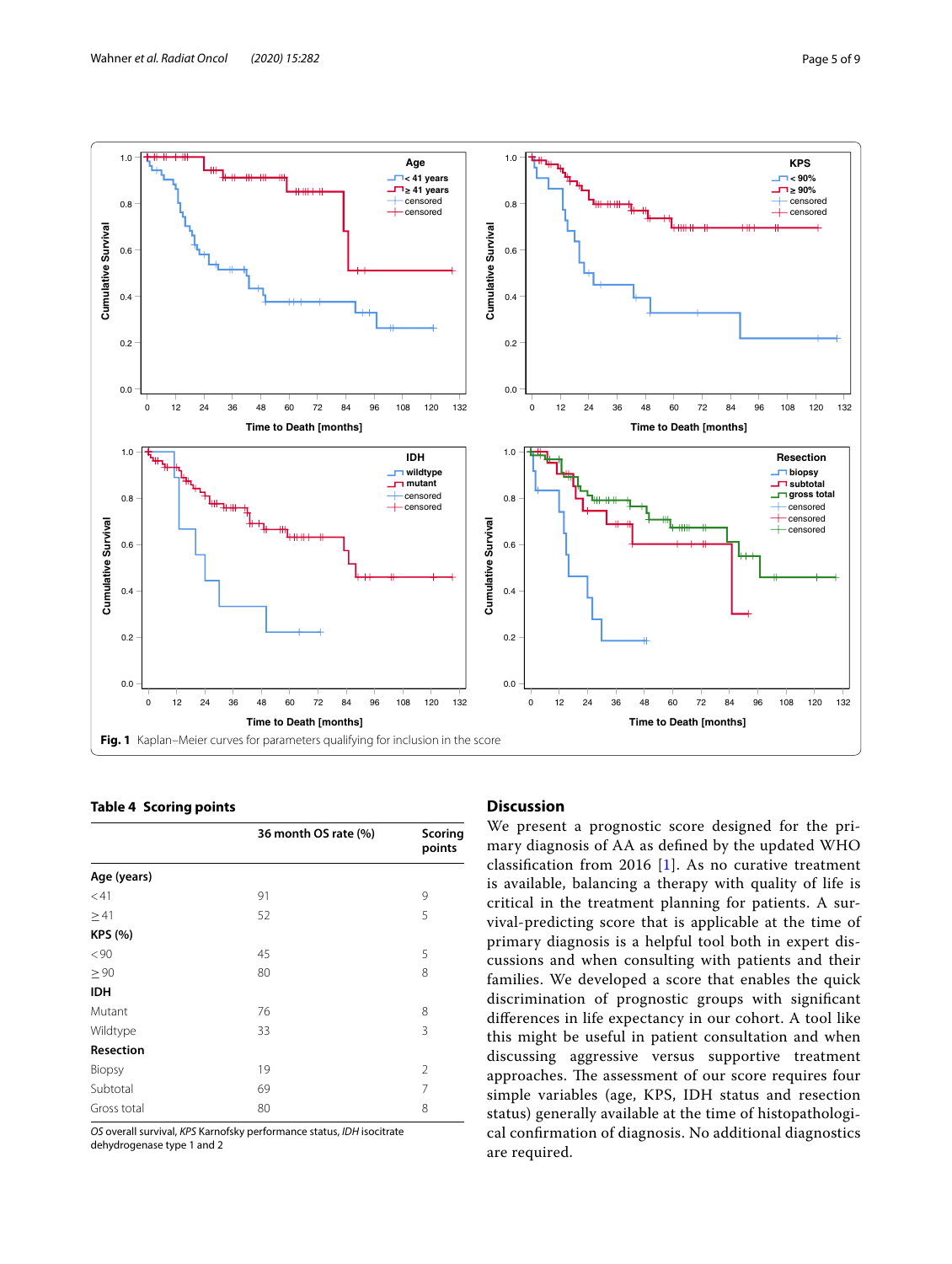Fig. 1 Kaplan–Meier curves for parameters qualifying for inclusion in the score

**Table 4 Scoring points**

| | 36 month OS rate (%) | Scoring points |
|---|---|---|
| **Age (years)** | | |
| <41 | 91 | 9 |
| ≥41 | 52 | 5 |
| **KPS (%)** | | |
| <90 | 45 | 5 |
| ≥90 | 80 | 8 |
| **IDH** | | |
| Mutant | 76 | 8 |
| Wildtype | 33 | 3 |
| **Resection** | | |
| Biopsy | 19 | 2 |
| Subtotal | 69 | 7 |
| Gross total | 80 | 8 |

*OS* overall survival, *KPS* Karnofsky performance status, *IDH* isocitrate dehydrogenase type 1 and 2

## Discussion

We present a prognostic score designed for the primary diagnosis of AA as defined by the updated WHO classification from 2016 [1]. As no curative treatment is available, balancing a therapy with quality of life is critical in the treatment planning for patients. A survival-predicting score that is applicable at the time of primary diagnosis is a helpful tool both in expert discussions and when consulting with patients and their families. We developed a score that enables the quick discrimination of prognostic groups with significant differences in life expectancy in our cohort. A tool like this might be useful in patient consultation and when discussing aggressive versus supportive treatment approaches. The assessment of our score requires four simple variables (age, KPS, IDH status and resection status) generally available at the time of histopathological confirmation of diagnosis. No additional diagnostics are required.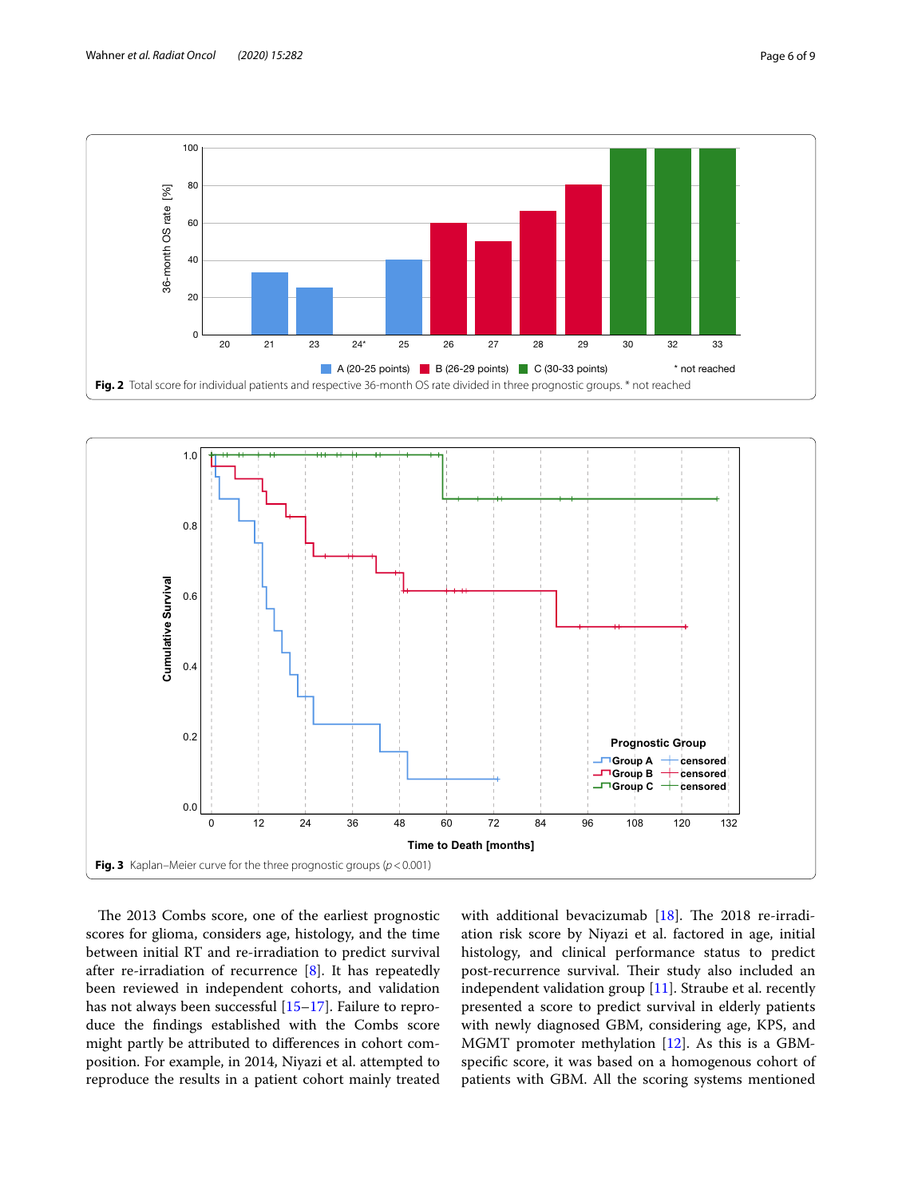**Fig. 2** Total score for individual patients and respective 36-month OS rate divided in three prognostic groups. * not reached

**Fig. 3** Kaplan–Meier curve for the three prognostic groups ($p < 0.001$)

The 2013 Combs score, one of the earliest prognostic scores for glioma, considers age, histology, and the time between initial RT and re-irradiation to predict survival after re-irradiation of recurrence [8]. It has repeatedly been reviewed in independent cohorts, and validation has not always been successful [15–17]. Failure to reproduce the findings established with the Combs score might partly be attributed to differences in cohort composition. For example, in 2014, Niyazi et al. attempted to reproduce the results in a patient cohort mainly treated with additional bevacizumab [18]. The 2018 re-irradiation risk score by Niyazi et al. factored in age, initial histology, and clinical performance status to predict post-recurrence survival. Their study also included an independent validation group [11]. Straube et al. recently presented a score to predict survival in elderly patients with newly diagnosed GBM, considering age, KPS, and MGMT promoter methylation [12]. As this is a GBM-specific score, it was based on a homogenous cohort of patients with GBM. All the scoring systems mentioned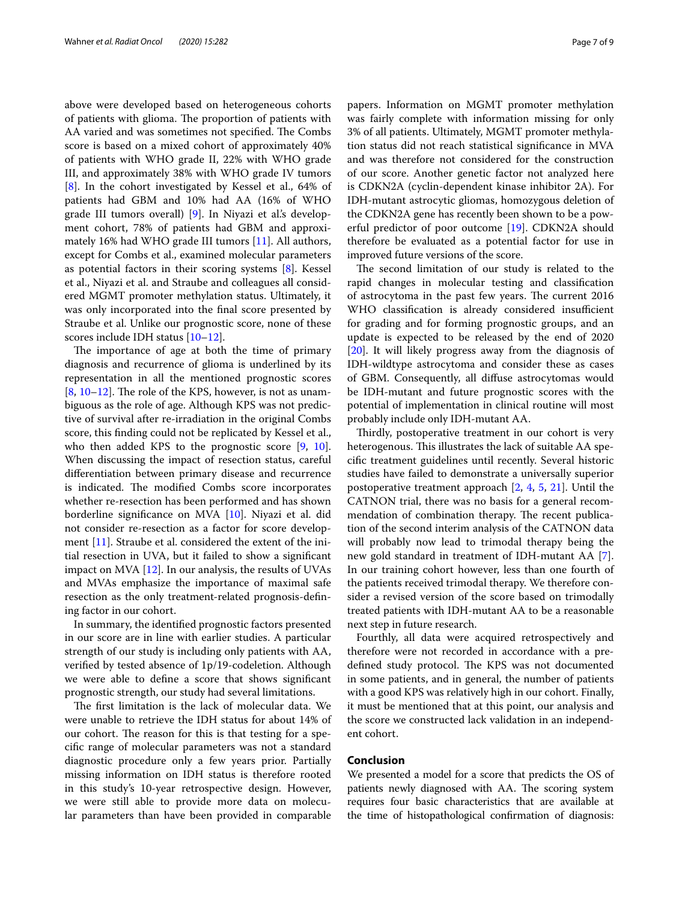above were developed based on heterogeneous cohorts of patients with glioma. The proportion of patients with AA varied and was sometimes not specified. The Combs score is based on a mixed cohort of approximately 40% of patients with WHO grade II, 22% with WHO grade III, and approximately 38% with WHO grade IV tumors [8]. In the cohort investigated by Kessel et al., 64% of patients had GBM and 10% had AA (16% of WHO grade III tumors overall) [9]. In Niyazi et al.'s development cohort, 78% of patients had GBM and approximately 16% had WHO grade III tumors [11]. All authors, except for Combs et al., examined molecular parameters as potential factors in their scoring systems [8]. Kessel et al., Niyazi et al. and Straube and colleagues all considered MGMT promoter methylation status. Ultimately, it was only incorporated into the final score presented by Straube et al. Unlike our prognostic score, none of these scores include IDH status [10–12].

The importance of age at both the time of primary diagnosis and recurrence of glioma is underlined by its representation in all the mentioned prognostic scores [8, 10–12]. The role of the KPS, however, is not as unambiguous as the role of age. Although KPS was not predictive of survival after re-irradiation in the original Combs score, this finding could not be replicated by Kessel et al., who then added KPS to the prognostic score [9, 10]. When discussing the impact of resection status, careful differentiation between primary disease and recurrence is indicated. The modified Combs score incorporates whether re-resection has been performed and has shown borderline significance on MVA [10]. Niyazi et al. did not consider re-resection as a factor for score development [11]. Straube et al. considered the extent of the initial resection in UVA, but it failed to show a significant impact on MVA [12]. In our analysis, the results of UVAs and MVAs emphasize the importance of maximal safe resection as the only treatment-related prognosis-defining factor in our cohort.

In summary, the identified prognostic factors presented in our score are in line with earlier studies. A particular strength of our study is including only patients with AA, verified by tested absence of 1p/19-codeletion. Although we were able to define a score that shows significant prognostic strength, our study had several limitations.

The first limitation is the lack of molecular data. We were unable to retrieve the IDH status for about 14% of our cohort. The reason for this is that testing for a specific range of molecular parameters was not a standard diagnostic procedure only a few years prior. Partially missing information on IDH status is therefore rooted in this study's 10-year retrospective design. However, we were still able to provide more data on molecular parameters than have been provided in comparable papers. Information on MGMT promoter methylation was fairly complete with information missing for only 3% of all patients. Ultimately, MGMT promoter methylation status did not reach statistical significance in MVA and was therefore not considered for the construction of our score. Another genetic factor not analyzed here is CDKN2A (cyclin-dependent kinase inhibitor 2A). For IDH-mutant astrocytic gliomas, homozygous deletion of the CDKN2A gene has recently been shown to be a powerful predictor of poor outcome [19]. CDKN2A should therefore be evaluated as a potential factor for use in improved future versions of the score.

The second limitation of our study is related to the rapid changes in molecular testing and classification of astrocytoma in the past few years. The current 2016 WHO classification is already considered insufficient for grading and for forming prognostic groups, and an update is expected to be released by the end of 2020 [20]. It will likely progress away from the diagnosis of IDH-wildtype astrocytoma and consider these as cases of GBM. Consequently, all diffuse astrocytomas would be IDH-mutant and future prognostic scores with the potential of implementation in clinical routine will most probably include only IDH-mutant AA.

Thirdly, postoperative treatment in our cohort is very heterogenous. This illustrates the lack of suitable AA specific treatment guidelines until recently. Several historic studies have failed to demonstrate a universally superior postoperative treatment approach [2, 4, 5, 21]. Until the CATNON trial, there was no basis for a general recommendation of combination therapy. The recent publication of the second interim analysis of the CATNON data will probably now lead to trimodal therapy being the new gold standard in treatment of IDH-mutant AA [7]. In our training cohort however, less than one fourth of the patients received trimodal therapy. We therefore consider a revised version of the score based on trimodally treated patients with IDH-mutant AA to be a reasonable next step in future research.

Fourthly, all data were acquired retrospectively and therefore were not recorded in accordance with a predefined study protocol. The KPS was not documented in some patients, and in general, the number of patients with a good KPS was relatively high in our cohort. Finally, it must be mentioned that at this point, our analysis and the score we constructed lack validation in an independent cohort.

## Conclusion

We presented a model for a score that predicts the OS of patients newly diagnosed with AA. The scoring system requires four basic characteristics that are available at the time of histopathological confirmation of diagnosis: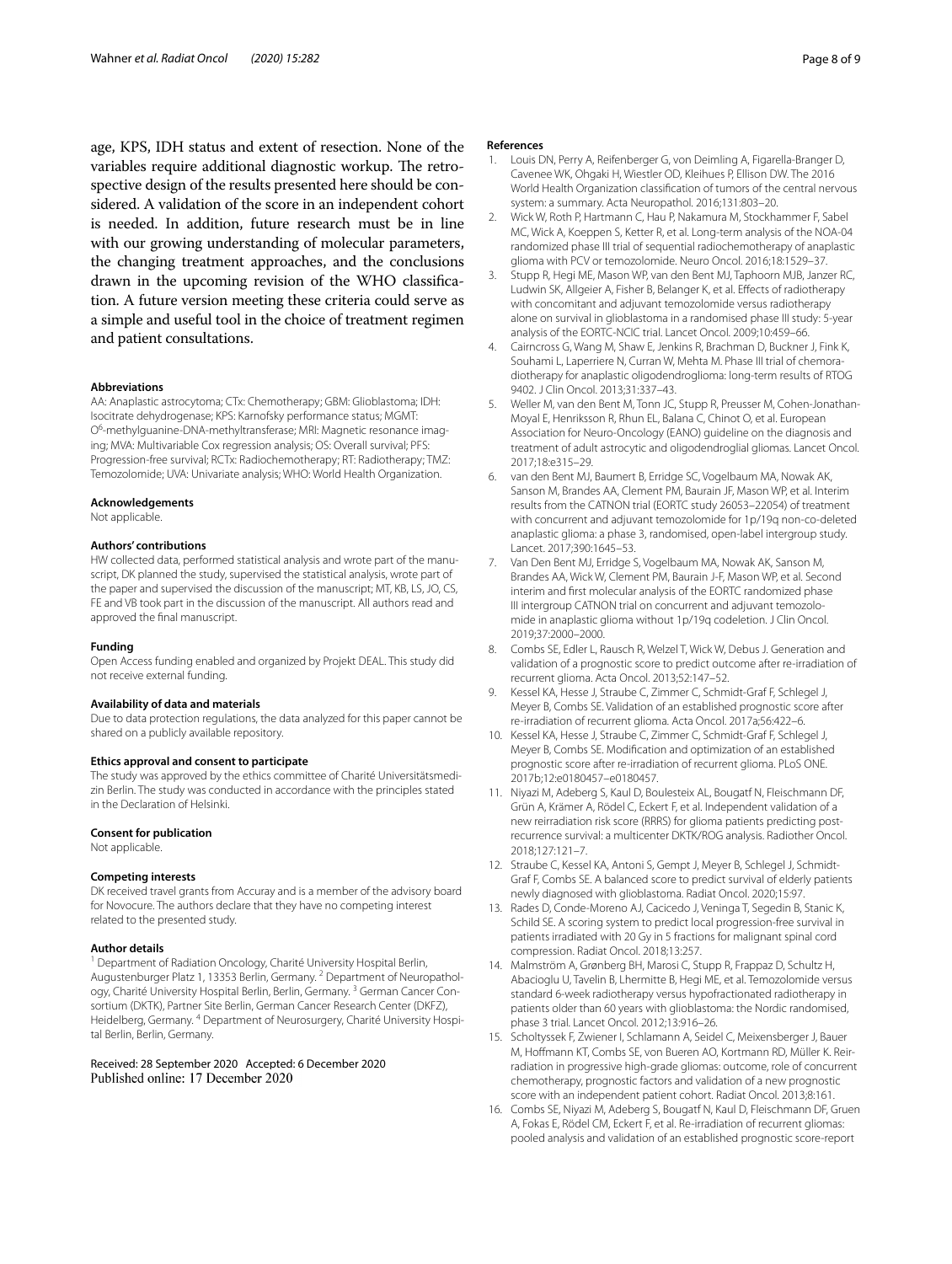age, KPS, IDH status and extent of resection. None of the variables require additional diagnostic workup. The retrospective design of the results presented here should be considered. A validation of the score in an independent cohort is needed. In addition, future research must be in line with our growing understanding of molecular parameters, the changing treatment approaches, and the conclusions drawn in the upcoming revision of the WHO classification. A future version meeting these criteria could serve as a simple and useful tool in the choice of treatment regimen and patient consultations.

#### Abbreviations

AA: Anaplastic astrocytoma; CTx: Chemotherapy; GBM: Glioblastoma; IDH: Isocitrate dehydrogenase; KPS: Karnofsky performance status; MGMT: O[6]-methylguanine-DNA-methyltransferase; MRI: Magnetic resonance imaging; MVA: Multivariable Cox regression analysis; OS: Overall survival; PFS: Progression-free survival; RCTx: Radiochemotherapy; RT: Radiotherapy; TMZ: Temozolomide; UVA: Univariate analysis; WHO: World Health Organization.

#### Acknowledgements

Not applicable.

#### Authors' contributions

HW collected data, performed statistical analysis and wrote part of the manuscript, DK planned the study, supervised the statistical analysis, wrote part of the paper and supervised the discussion of the manuscript; MT, KB, LS, JO, CS, FE and VB took part in the discussion of the manuscript. All authors read and approved the final manuscript.

#### Funding

Open Access funding enabled and organized by Projekt DEAL. This study did not receive external funding.

#### Availability of data and materials

Due to data protection regulations, the data analyzed for this paper cannot be shared on a publicly available repository.

#### Ethics approval and consent to participate

The study was approved by the ethics committee of Charité Universitätsmedizin Berlin. The study was conducted in accordance with the principles stated in the Declaration of Helsinki.

#### Consent for publication

Not applicable.

#### Competing interests

DK received travel grants from Accuray and is a member of the advisory board for Novocure. The authors declare that they have no competing interest related to the presented study.

#### Author details

[1] Department of Radiation Oncology, Charité University Hospital Berlin, Augustenburger Platz 1, 13353 Berlin, Germany. [2] Department of Neuropathology, Charité University Hospital Berlin, Berlin, Germany. [3] German Cancer Consortium (DKTK), Partner Site Berlin, German Cancer Research Center (DKFZ), Heidelberg, Germany. [4] Department of Neurosurgery, Charité University Hospital Berlin, Berlin, Germany.

Received: 28 September 2020 Accepted: 6 December 2020
Published online: 17 December 2020

#### References

1. Louis DN, Perry A, Reifenberger G, von Deimling A, Figarella-Branger D, Cavenee WK, Ohgaki H, Wiestler OD, Kleihues P, Ellison DW. The 2016 World Health Organization classification of tumors of the central nervous system: a summary. Acta Neuropathol. 2016;131:803–20.
2. Wick W, Roth P, Hartmann C, Hau P, Nakamura M, Stockhammer F, Sabel MC, Wick A, Koeppen S, Ketter R, et al. Long-term analysis of the NOA-04 randomized phase III trial of sequential radiochemotherapy of anaplastic glioma with PCV or temozolomide. Neuro Oncol. 2016;18:1529–37.
3. Stupp R, Hegi ME, Mason WP, van den Bent MJ, Taphoorn MJB, Janzer RC, Ludwin SK, Allgeier A, Fisher B, Belanger K, et al. Effects of radiotherapy with concomitant and adjuvant temozolomide versus radiotherapy alone on survival in glioblastoma in a randomised phase III study: 5-year analysis of the EORTC-NCIC trial. Lancet Oncol. 2009;10:459–66.
4. Cairncross G, Wang M, Shaw E, Jenkins R, Brachman D, Buckner J, Fink K, Souhami L, Laperriere N, Curran W, Mehta M. Phase III trial of chemoradiotherapy for anaplastic oligodendroglioma: long-term results of RTOG 9402. J Clin Oncol. 2013;31:337–43.
5. Weller M, van den Bent M, Tonn JC, Stupp R, Preusser M, Cohen-Jonathan-Moyal E, Henriksson R, Rhun EL, Balana C, Chinot O, et al. European Association for Neuro-Oncology (EANO) guideline on the diagnosis and treatment of adult astrocytic and oligodendroglial gliomas. Lancet Oncol. 2017;18:e315–29.
6. van den Bent MJ, Baumert B, Erridge SC, Vogelbaum MA, Nowak AK, Sanson M, Brandes AA, Clement PM, Baurain JF, Mason WP, et al. Interim results from the CATNON trial (EORTC study 26053–22054) of treatment with concurrent and adjuvant temozolomide for 1p/19q non-co-deleted anaplastic glioma: a phase 3, randomised, open-label intergroup study. Lancet. 2017;390:1645–53.
7. Van Den Bent MJ, Erridge S, Vogelbaum MA, Nowak AK, Sanson M, Brandes AA, Wick W, Clement PM, Baurain J-F, Mason WP, et al. Second interim and first molecular analysis of the EORTC randomized phase III intergroup CATNON trial on concurrent and adjuvant temozolomide in anaplastic glioma without 1p/19q codeletion. J Clin Oncol. 2019;37:2000–2000.
8. Combs SE, Edler L, Rausch R, Welzel T, Wick W, Debus J. Generation and validation of a prognostic score to predict outcome after re-irradiation of recurrent glioma. Acta Oncol. 2013;52:147–52.
9. Kessel KA, Hesse J, Straube C, Zimmer C, Schmidt-Graf F, Schlegel J, Meyer B, Combs SE. Validation of an established prognostic score after re-irradiation of recurrent glioma. Acta Oncol. 2017a;56:422–6.
10. Kessel KA, Hesse J, Straube C, Zimmer C, Schmidt-Graf F, Schlegel J, Meyer B, Combs SE. Modification and optimization of an established prognostic score after re-irradiation of recurrent glioma. PLoS ONE. 2017b;12:e0180457–e0180457.
11. Niyazi M, Adeberg S, Kaul D, Boulesteix AL, Bougatf N, Fleischmann DF, Grün A, Krämer A, Rödel C, Eckert F, et al. Independent validation of a new reirradiation risk score (RRRS) for glioma patients predicting post-recurrence survival: a multicenter DKTK/ROG analysis. Radiother Oncol. 2018;127:121–7.
12. Straube C, Kessel KA, Antoni S, Gempt J, Meyer B, Schlegel J, Schmidt-Graf F, Combs SE. A balanced score to predict survival of elderly patients newly diagnosed with glioblastoma. Radiat Oncol. 2020;15:97.
13. Rades D, Conde-Moreno AJ, Cacicedo J, Veninga T, Segedin B, Stanic K, Schild SE. A scoring system to predict local progression-free survival in patients irradiated with 20 Gy in 5 fractions for malignant spinal cord compression. Radiat Oncol. 2018;13:257.
14. Malmström A, Grønberg BH, Marosi C, Stupp R, Frappaz D, Schultz H, Abacioglu U, Tavelin B, Lhermitte B, Hegi ME, et al. Temozolomide versus standard 6-week radiotherapy versus hypofractionated radiotherapy in patients older than 60 years with glioblastoma: the Nordic randomised, phase 3 trial. Lancet Oncol. 2012;13:916–26.
15. Scholtyssek F, Zwiener I, Schlamann A, Seidel C, Meixensberger J, Bauer M, Hoffmann KT, Combs SE, von Bueren AO, Kortmann RD, Müller K. Reirradiation in progressive high-grade gliomas: outcome, role of concurrent chemotherapy, prognostic factors and validation of a new prognostic score with an independent patient cohort. Radiat Oncol. 2013;8:161.
16. Combs SE, Niyazi M, Adeberg S, Bougatf N, Kaul D, Fleischmann DF, Gruen A, Fokas E, Rödel CM, Eckert F, et al. Re-irradiation of recurrent gliomas: pooled analysis and validation of an established prognostic score-report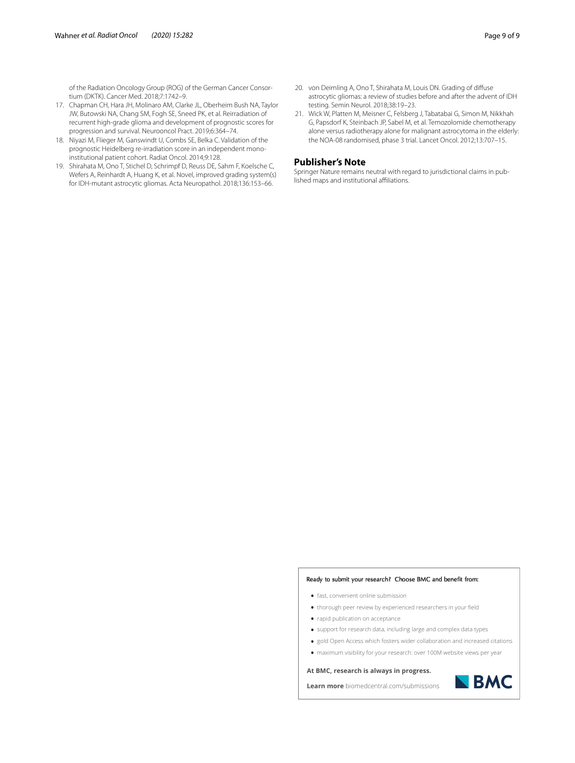of the Radiation Oncology Group (ROG) of the German Cancer Consortium (DKTK). Cancer Med. 2018;7:1742–9.

17. Chapman CH, Hara JH, Molinaro AM, Clarke JL, Oberheim Bush NA, Taylor JW, Butowski NA, Chang SM, Fogh SE, Sneed PK, et al. Reirradiation of recurrent high-grade glioma and development of prognostic scores for progression and survival. Neurooncol Pract. 2019;6:364–74.
18. Niyazi M, Flieger M, Ganswindt U, Combs SE, Belka C. Validation of the prognostic Heidelberg re-irradiation score in an independent mono-institutional patient cohort. Radiat Oncol. 2014;9:128.
19. Shirahata M, Ono T, Stichel D, Schrimpf D, Reuss DE, Sahm F, Koelsche C, Wefers A, Reinhardt A, Huang K, et al. Novel, improved grading system(s) for IDH-mutant astrocytic gliomas. Acta Neuropathol. 2018;136:153–66.
20. von Deimling A, Ono T, Shirahata M, Louis DN. Grading of diffuse astrocytic gliomas: a review of studies before and after the advent of IDH testing. Semin Neurol. 2018;38:19–23.
21. Wick W, Platten M, Meisner C, Felsberg J, Tabatabai G, Simon M, Nikkhah G, Papsdorf K, Steinbach JP, Sabel M, et al. Temozolomide chemotherapy alone versus radiotherapy alone for malignant astrocytoma in the elderly: the NOA-08 randomised, phase 3 trial. Lancet Oncol. 2012;13:707–15.

## Publisher's Note

Springer Nature remains neutral with regard to jurisdictional claims in published maps and institutional affiliations.

Ready to submit your research? Choose BMC and benefit from:

- fast, convenient online submission
- thorough peer review by experienced researchers in your field
- rapid publication on acceptance
- support for research data, including large and complex data types
- gold Open Access which fosters wider collaboration and increased citations
- maximum visibility for your research: over 100M website views per year

**At BMC, research is always in progress.**

**Learn more** biomedcentral.com/submissions

BMC